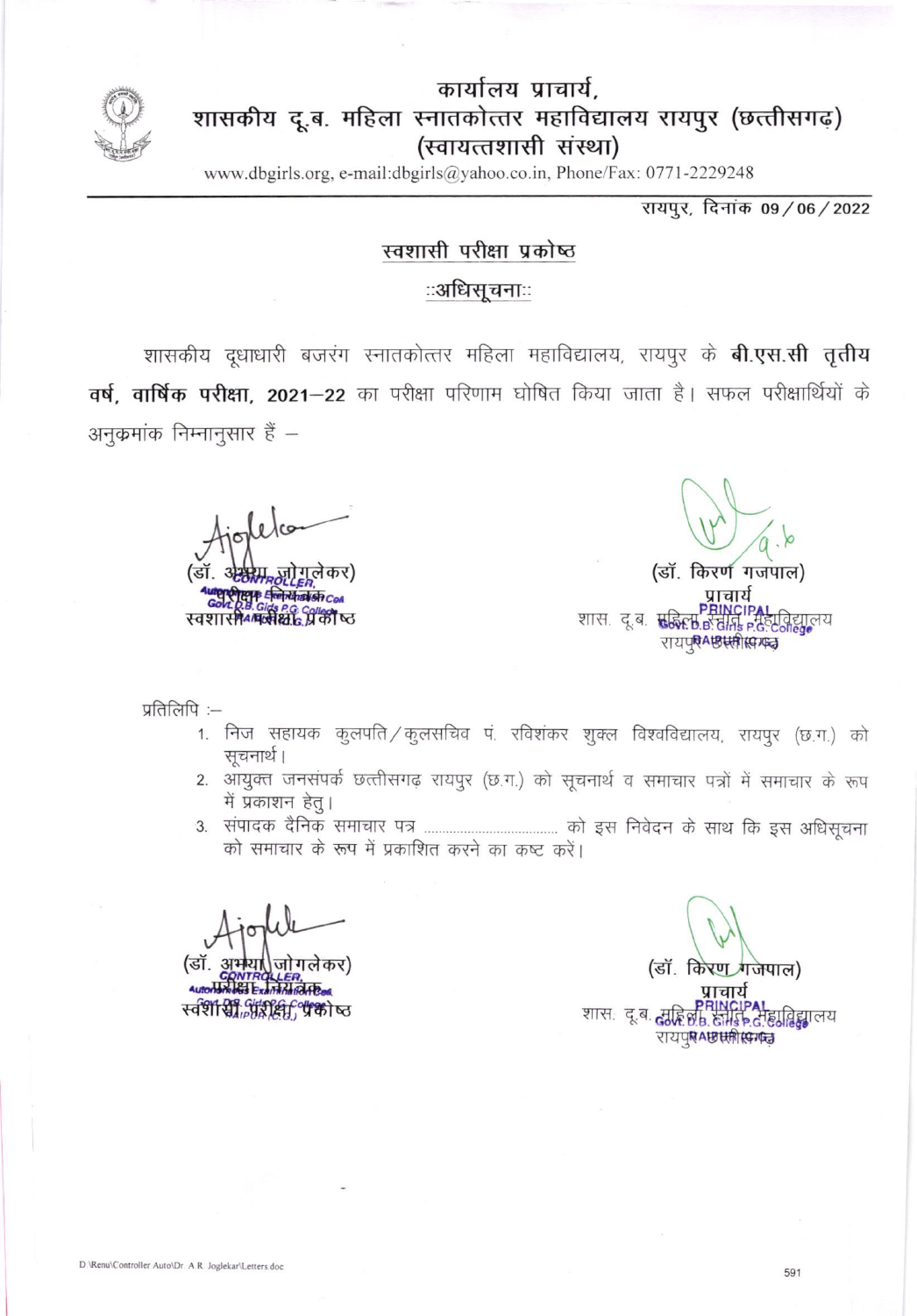# कार्यालय प्राचार्य,
# शासकीय दू.ब. महिला स्नातकोत्तर महाविद्यालय रायपुर (छत्तीसगढ़)
## (स्वायत्तशासी संस्था)

www.dbgirls.org, e-mail:dbgirls@yahoo.co.in, Phone/Fax: 0771-2229248

रायपुर, दिनांक 09/06/2022

## स्वशासी परीक्षा प्रकोष्ठ

### ::अधिसूचना::

शासकीय दूधाधारी बजरंग स्नातकोत्तर महिला महाविद्यालय, रायपुर के **बी.एस.सी तृतीय वर्ष, वार्षिक परीक्षा, 2021–22** का परीक्षा परिणाम घोषित किया जाता है। सफल परीक्षार्थियों के अनुक्रमांक निम्नानुसार हैं –

(डॉ. अमया जोगलेकर)
परीक्षा नियंत्रक
स्वशासी परीक्षा प्रकोष्ठ

(डॉ. किरण गजपाल)
प्राचार्य
शास. दू.ब. महिला स्नातको. महाविद्यालय
रायपुर (छ.ग.)

प्रतिलिपि :–

1. निज सहायक कुलपति/कुलसचिव पं. रविशंकर शुक्ल विश्वविद्यालय, रायपुर (छ.ग.) को सूचनार्थ।
2. आयुक्त जनसंपर्क छत्तीसगढ़ रायपुर (छ.ग.) को सूचनार्थ व समाचार पत्रों में समाचार के रूप में प्रकाशन हेतु।
3. संपादक दैनिक समाचार पत्र .................................... को इस निवेदन के साथ कि इस अधिसूचना को समाचार के रूप में प्रकाशित करने का कष्ट करें।

(डॉ. अमया जोगलेकर)
परीक्षा नियंत्रक
स्वशासी परीक्षा प्रकोष्ठ

(डॉ. किरण गजपाल)
प्राचार्य
शास. दू.ब. महिला स्नातको. महाविद्यालय
रायपुर (छ.ग.)

D:\Renu\Controller Auto\Dr. A.R. Joglekar\Letters.doc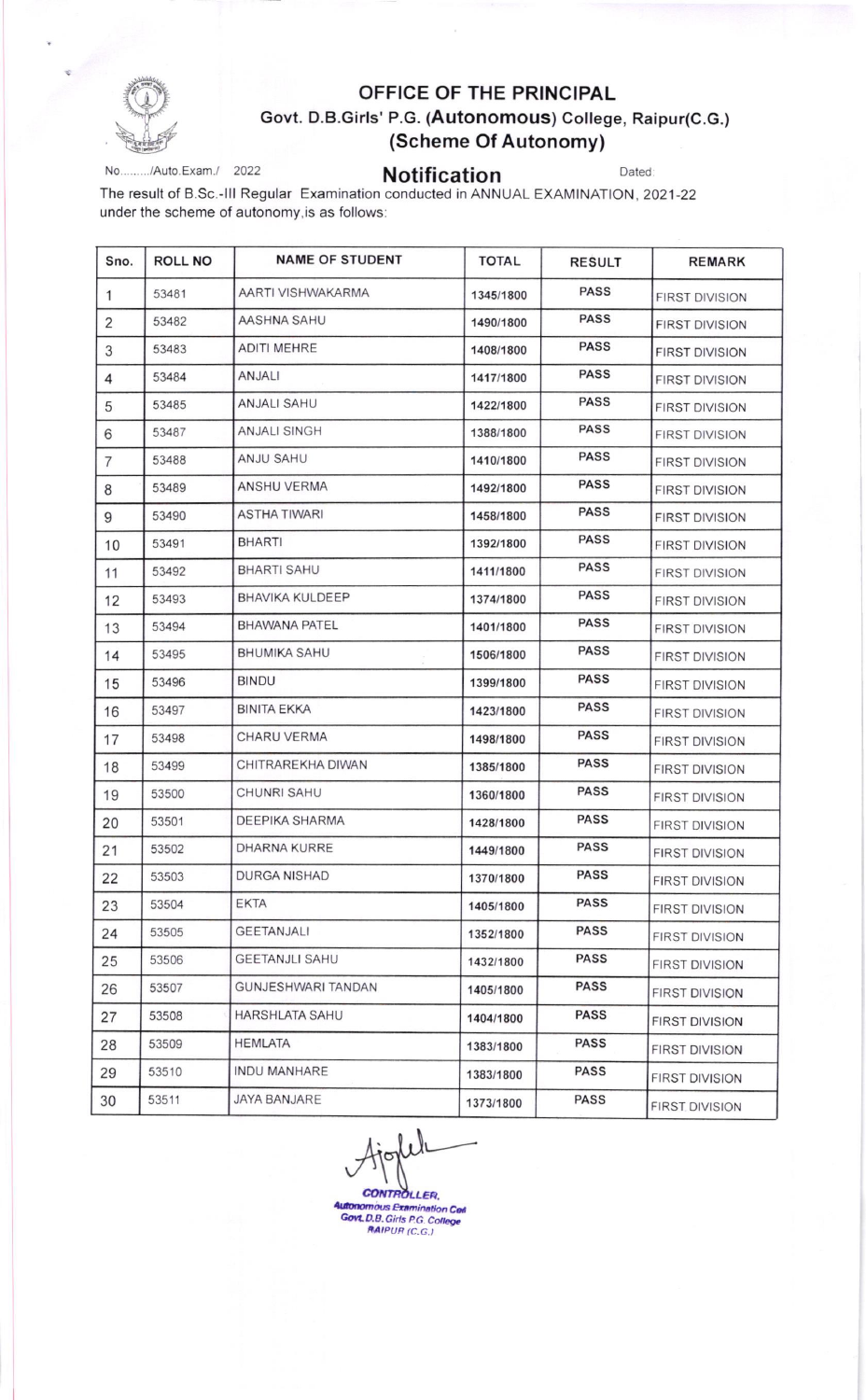# OFFICE OF THE PRINCIPAL

## Govt. D.B.Girls' P.G. (**Autonomous**) College, Raipur(C.G.)

## (Scheme Of Autonomy)

No........./Auto.Exam./ 2022

## Notification

Dated:

The result of B.Sc.-III Regular Examination conducted in ANNUAL EXAMINATION, 2021-22 under the scheme of autonomy,is as follows:

| Sno. | ROLL NO | NAME OF STUDENT | TOTAL | RESULT | REMARK |
|---|---|---|---|---|---|
| 1 | 53481 | AARTI VISHWAKARMA | 1345/1800 | PASS | FIRST DIVISION |
| 2 | 53482 | AASHNA SAHU | 1490/1800 | PASS | FIRST DIVISION |
| 3 | 53483 | ADITI MEHRE | 1408/1800 | PASS | FIRST DIVISION |
| 4 | 53484 | ANJALI | 1417/1800 | PASS | FIRST DIVISION |
| 5 | 53485 | ANJALI SAHU | 1422/1800 | PASS | FIRST DIVISION |
| 6 | 53487 | ANJALI SINGH | 1388/1800 | PASS | FIRST DIVISION |
| 7 | 53488 | ANJU SAHU | 1410/1800 | PASS | FIRST DIVISION |
| 8 | 53489 | ANSHU VERMA | 1492/1800 | PASS | FIRST DIVISION |
| 9 | 53490 | ASTHA TIWARI | 1458/1800 | PASS | FIRST DIVISION |
| 10 | 53491 | BHARTI | 1392/1800 | PASS | FIRST DIVISION |
| 11 | 53492 | BHARTI SAHU | 1411/1800 | PASS | FIRST DIVISION |
| 12 | 53493 | BHAVIKA KULDEEP | 1374/1800 | PASS | FIRST DIVISION |
| 13 | 53494 | BHAWANA PATEL | 1401/1800 | PASS | FIRST DIVISION |
| 14 | 53495 | BHUMIKA SAHU | 1506/1800 | PASS | FIRST DIVISION |
| 15 | 53496 | BINDU | 1399/1800 | PASS | FIRST DIVISION |
| 16 | 53497 | BINITA EKKA | 1423/1800 | PASS | FIRST DIVISION |
| 17 | 53498 | CHARU VERMA | 1498/1800 | PASS | FIRST DIVISION |
| 18 | 53499 | CHITRAREKHA DIWAN | 1385/1800 | PASS | FIRST DIVISION |
| 19 | 53500 | CHUNRI SAHU | 1360/1800 | PASS | FIRST DIVISION |
| 20 | 53501 | DEEPIKA SHARMA | 1428/1800 | PASS | FIRST DIVISION |
| 21 | 53502 | DHARNA KURRE | 1449/1800 | PASS | FIRST DIVISION |
| 22 | 53503 | DURGA NISHAD | 1370/1800 | PASS | FIRST DIVISION |
| 23 | 53504 | EKTA | 1405/1800 | PASS | FIRST DIVISION |
| 24 | 53505 | GEETANJALI | 1352/1800 | PASS | FIRST DIVISION |
| 25 | 53506 | GEETANJLI SAHU | 1432/1800 | PASS | FIRST DIVISION |
| 26 | 53507 | GUNJESHWARI TANDAN | 1405/1800 | PASS | FIRST DIVISION |
| 27 | 53508 | HARSHLATA SAHU | 1404/1800 | PASS | FIRST DIVISION |
| 28 | 53509 | HEMLATA | 1383/1800 | PASS | FIRST DIVISION |
| 29 | 53510 | INDU MANHARE | 1383/1800 | PASS | FIRST DIVISION |
| 30 | 53511 | JAYA BANJARE | 1373/1800 | PASS | FIRST DIVISION |

CONTROLLER,
Autonomous Examination Cell
Govt. D.B. Girls P.G. College
RAIPUR (C.G.)